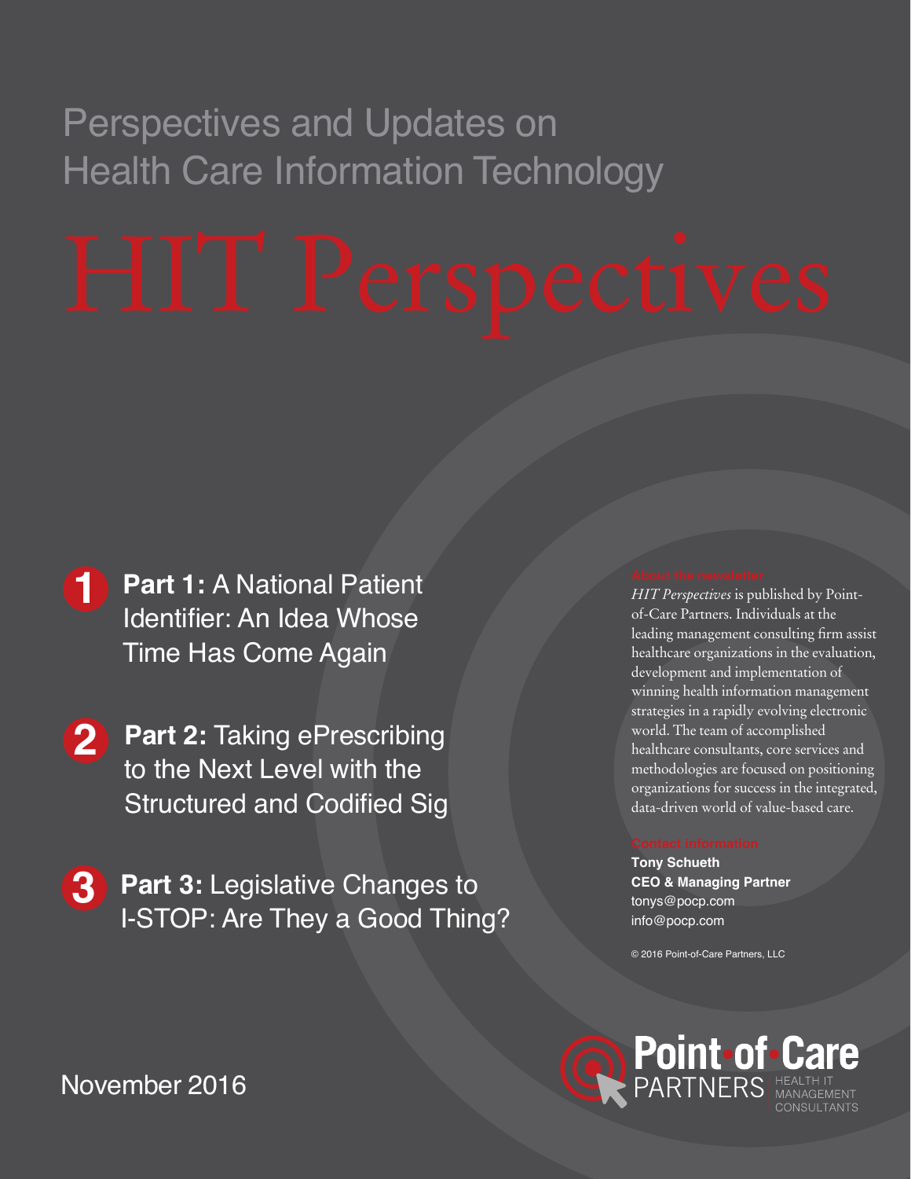Perspectives and Updates on Health Care Information Technology

# HIT Perspectives

**1** **Part 1:** A National Patient Identifier: An Idea Whose Time Has Come Again

**2** **Part 2:** Taking ePrescribing to the Next Level with the Structured and Codified Sig

**3** **Part 3:** Legislative Changes to I-STOP: Are They a Good Thing?

About the newsletter

*HIT Perspectives* is published by Point-of-Care Partners. Individuals at the leading management consulting firm assist healthcare organizations in the evaluation, development and implementation of winning health information management strategies in a rapidly evolving electronic world. The team of accomplished healthcare consultants, core services and methodologies are focused on positioning organizations for success in the integrated, data-driven world of value-based care.

Contact Information

**Tony Schueth**
**CEO & Managing Partner**
tonys@pocp.com
info@pocp.com

© 2016 Point-of-Care Partners, LLC

Point-of-Care PARTNERS HEALTH IT MANAGEMENT CONSULTANTS

November 2016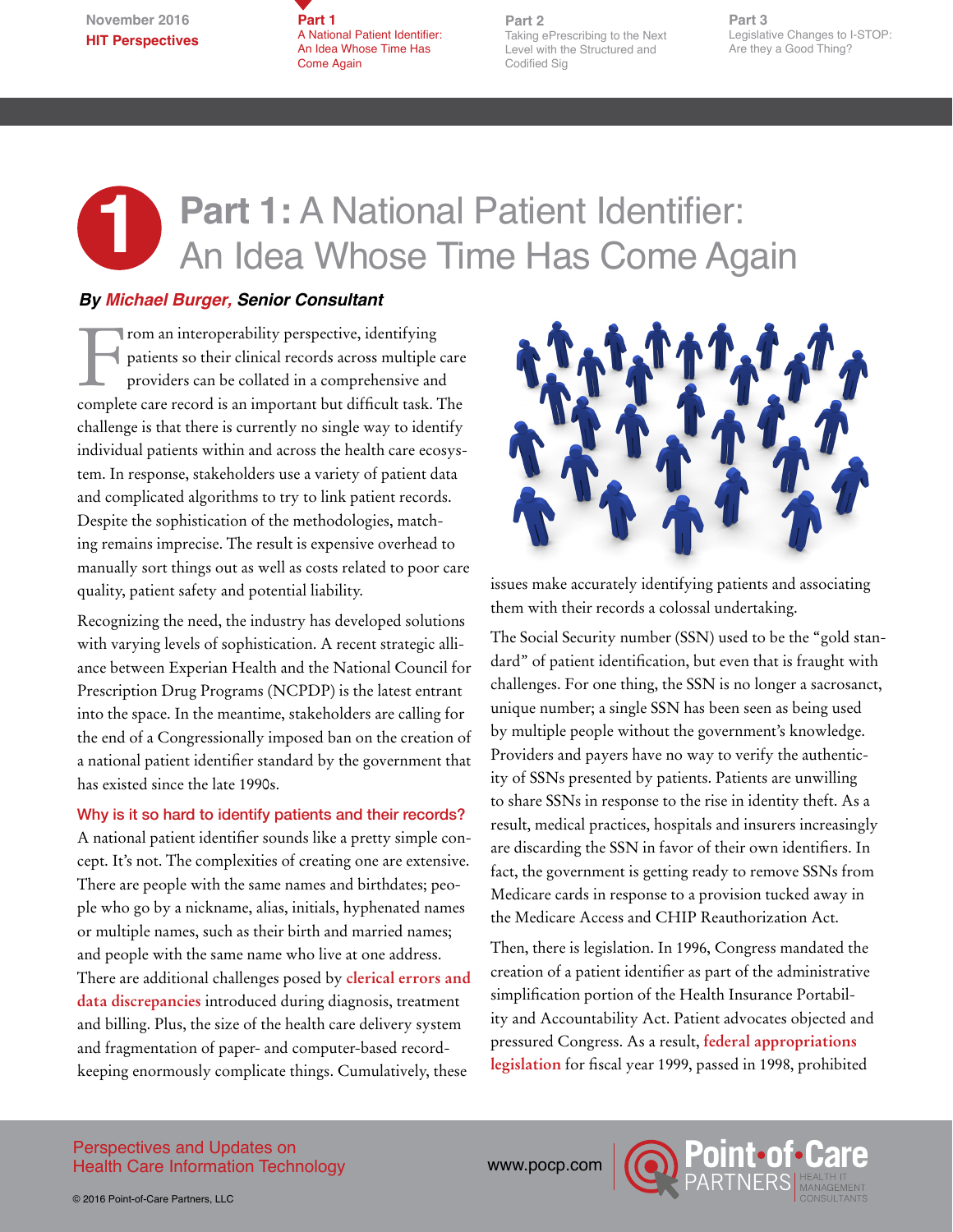# Part 1: A National Patient Identifier: An Idea Whose Time Has Come Again

***By Michael Burger, Senior Consultant***

From an interoperability perspective, identifying patients so their clinical records across multiple care providers can be collated in a comprehensive and complete care record is an important but difficult task. The challenge is that there is currently no single way to identify individual patients within and across the health care ecosystem. In response, stakeholders use a variety of patient data and complicated algorithms to try to link patient records. Despite the sophistication of the methodologies, matching remains imprecise. The result is expensive overhead to manually sort things out as well as costs related to poor care quality, patient safety and potential liability.

Recognizing the need, the industry has developed solutions with varying levels of sophistication. A recent strategic alliance between Experian Health and the National Council for Prescription Drug Programs (NCPDP) is the latest entrant into the space. In the meantime, stakeholders are calling for the end of a Congressionally imposed ban on the creation of a national patient identifier standard by the government that has existed since the late 1990s.

### Why is it so hard to identify patients and their records?

A national patient identifier sounds like a pretty simple concept. It's not. The complexities of creating one are extensive. There are people with the same names and birthdates; people who go by a nickname, alias, initials, hyphenated names or multiple names, such as their birth and married names; and people with the same name who live at one address. There are additional challenges posed by **clerical errors and data discrepancies** introduced during diagnosis, treatment and billing. Plus, the size of the health care delivery system and fragmentation of paper- and computer-based recordkeeping enormously complicate things. Cumulatively, these issues make accurately identifying patients and associating them with their records a colossal undertaking.

The Social Security number (SSN) used to be the "gold standard" of patient identification, but even that is fraught with challenges. For one thing, the SSN is no longer a sacrosanct, unique number; a single SSN has been seen as being used by multiple people without the government's knowledge. Providers and payers have no way to verify the authenticity of SSNs presented by patients. Patients are unwilling to share SSNs in response to the rise in identity theft. As a result, medical practices, hospitals and insurers increasingly are discarding the SSN in favor of their own identifiers. In fact, the government is getting ready to remove SSNs from Medicare cards in response to a provision tucked away in the Medicare Access and CHIP Reauthorization Act.

Then, there is legislation. In 1996, Congress mandated the creation of a patient identifier as part of the administrative simplification portion of the Health Insurance Portability and Accountability Act. Patient advocates objected and pressured Congress. As a result, **federal appropriations legislation** for fiscal year 1999, passed in 1998, prohibited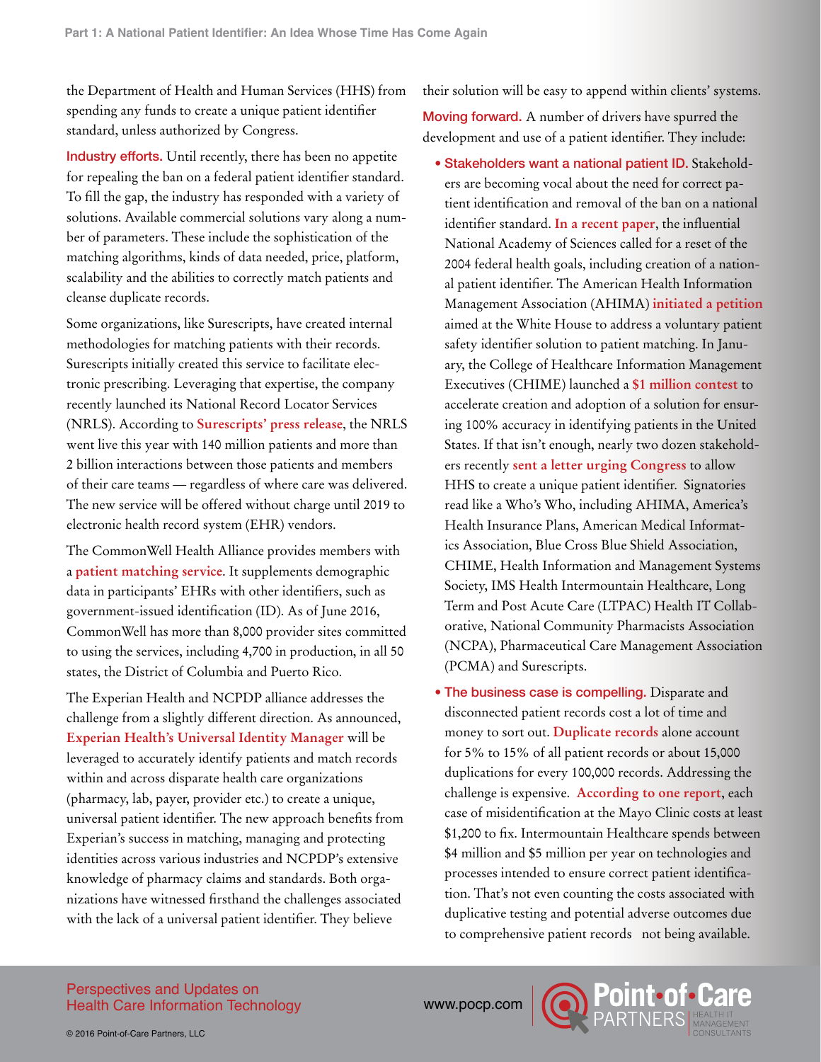the Department of Health and Human Services (HHS) from spending any funds to create a unique patient identifier standard, unless authorized by Congress.

**Industry efforts.** Until recently, there has been no appetite for repealing the ban on a federal patient identifier standard. To fill the gap, the industry has responded with a variety of solutions. Available commercial solutions vary along a number of parameters. These include the sophistication of the matching algorithms, kinds of data needed, price, platform, scalability and the abilities to correctly match patients and cleanse duplicate records.

Some organizations, like Surescripts, have created internal methodologies for matching patients with their records. Surescripts initially created this service to facilitate electronic prescribing. Leveraging that expertise, the company recently launched its National Record Locator Services (NRLS). According to **Surescripts' press release**, the NRLS went live this year with 140 million patients and more than 2 billion interactions between those patients and members of their care teams — regardless of where care was delivered. The new service will be offered without charge until 2019 to electronic health record system (EHR) vendors.

The CommonWell Health Alliance provides members with a **patient matching service**. It supplements demographic data in participants' EHRs with other identifiers, such as government-issued identification (ID). As of June 2016, CommonWell has more than 8,000 provider sites committed to using the services, including 4,700 in production, in all 50 states, the District of Columbia and Puerto Rico.

The Experian Health and NCPDP alliance addresses the challenge from a slightly different direction. As announced, **Experian Health's Universal Identity Manager** will be leveraged to accurately identify patients and match records within and across disparate health care organizations (pharmacy, lab, payer, provider etc.) to create a unique, universal patient identifier. The new approach benefits from Experian's success in matching, managing and protecting identities across various industries and NCPDP's extensive knowledge of pharmacy claims and standards. Both organizations have witnessed firsthand the challenges associated with the lack of a universal patient identifier. They believe their solution will be easy to append within clients' systems.

**Moving forward.** A number of drivers have spurred the development and use of a patient identifier. They include:

- **Stakeholders want a national patient ID.** Stakeholders are becoming vocal about the need for correct patient identification and removal of the ban on a national identifier standard. **In a recent paper**, the influential National Academy of Sciences called for a reset of the 2004 federal health goals, including creation of a national patient identifier. The American Health Information Management Association (AHIMA) **initiated a petition** aimed at the White House to address a voluntary patient safety identifier solution to patient matching. In January, the College of Healthcare Information Management Executives (CHIME) launched a **$1 million contest** to accelerate creation and adoption of a solution for ensuring 100% accuracy in identifying patients in the United States. If that isn't enough, nearly two dozen stakeholders recently **sent a letter urging Congress** to allow HHS to create a unique patient identifier. Signatories read like a Who's Who, including AHIMA, America's Health Insurance Plans, American Medical Informatics Association, Blue Cross Blue Shield Association, CHIME, Health Information and Management Systems Society, IMS Health Intermountain Healthcare, Long Term and Post Acute Care (LTPAC) Health IT Collaborative, National Community Pharmacists Association (NCPA), Pharmaceutical Care Management Association (PCMA) and Surescripts.
- **The business case is compelling.** Disparate and disconnected patient records cost a lot of time and money to sort out. **Duplicate records** alone account for 5% to 15% of all patient records or about 15,000 duplications for every 100,000 records. Addressing the challenge is expensive. **According to one report**, each case of misidentification at the Mayo Clinic costs at least $1,200 to fix. Intermountain Healthcare spends between $4 million and $5 million per year on technologies and processes intended to ensure correct patient identification. That's not even counting the costs associated with duplicative testing and potential adverse outcomes due to comprehensive patient records not being available.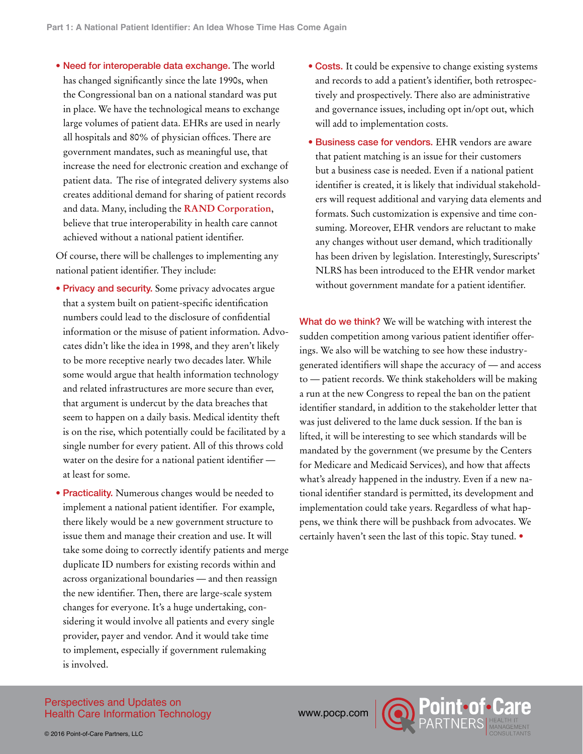- **Need for interoperable data exchange.** The world has changed significantly since the late 1990s, when the Congressional ban on a national standard was put in place. We have the technological means to exchange large volumes of patient data. EHRs are used in nearly all hospitals and 80% of physician offices. There are government mandates, such as meaningful use, that increase the need for electronic creation and exchange of patient data. The rise of integrated delivery systems also creates additional demand for sharing of patient records and data. Many, including the **RAND Corporation**, believe that true interoperability in health care cannot achieved without a national patient identifier.

Of course, there will be challenges to implementing any national patient identifier. They include:

- **Privacy and security.** Some privacy advocates argue that a system built on patient-specific identification numbers could lead to the disclosure of confidential information or the misuse of patient information. Advocates didn't like the idea in 1998, and they aren't likely to be more receptive nearly two decades later. While some would argue that health information technology and related infrastructures are more secure than ever, that argument is undercut by the data breaches that seem to happen on a daily basis. Medical identity theft is on the rise, which potentially could be facilitated by a single number for every patient. All of this throws cold water on the desire for a national patient identifier — at least for some.
- **Practicality.** Numerous changes would be needed to implement a national patient identifier. For example, there likely would be a new government structure to issue them and manage their creation and use. It will take some doing to correctly identify patients and merge duplicate ID numbers for existing records within and across organizational boundaries — and then reassign the new identifier. Then, there are large-scale system changes for everyone. It's a huge undertaking, considering it would involve all patients and every single provider, payer and vendor. And it would take time to implement, especially if government rulemaking is involved.
- **Costs.** It could be expensive to change existing systems and records to add a patient's identifier, both retrospectively and prospectively. There also are administrative and governance issues, including opt in/opt out, which will add to implementation costs.
- **Business case for vendors.** EHR vendors are aware that patient matching is an issue for their customers but a business case is needed. Even if a national patient identifier is created, it is likely that individual stakeholders will request additional and varying data elements and formats. Such customization is expensive and time consuming. Moreover, EHR vendors are reluctant to make any changes without user demand, which traditionally has been driven by legislation. Interestingly, Surescripts' NLRS has been introduced to the EHR vendor market without government mandate for a patient identifier.

**What do we think?** We will be watching with interest the sudden competition among various patient identifier offerings. We also will be watching to see how these industry-generated identifiers will shape the accuracy of — and access to — patient records. We think stakeholders will be making a run at the new Congress to repeal the ban on the patient identifier standard, in addition to the stakeholder letter that was just delivered to the lame duck session. If the ban is lifted, it will be interesting to see which standards will be mandated by the government (we presume by the Centers for Medicare and Medicaid Services), and how that affects what's already happened in the industry. Even if a new national identifier standard is permitted, its development and implementation could take years. Regardless of what happens, we think there will be pushback from advocates. We certainly haven't seen the last of this topic. Stay tuned. •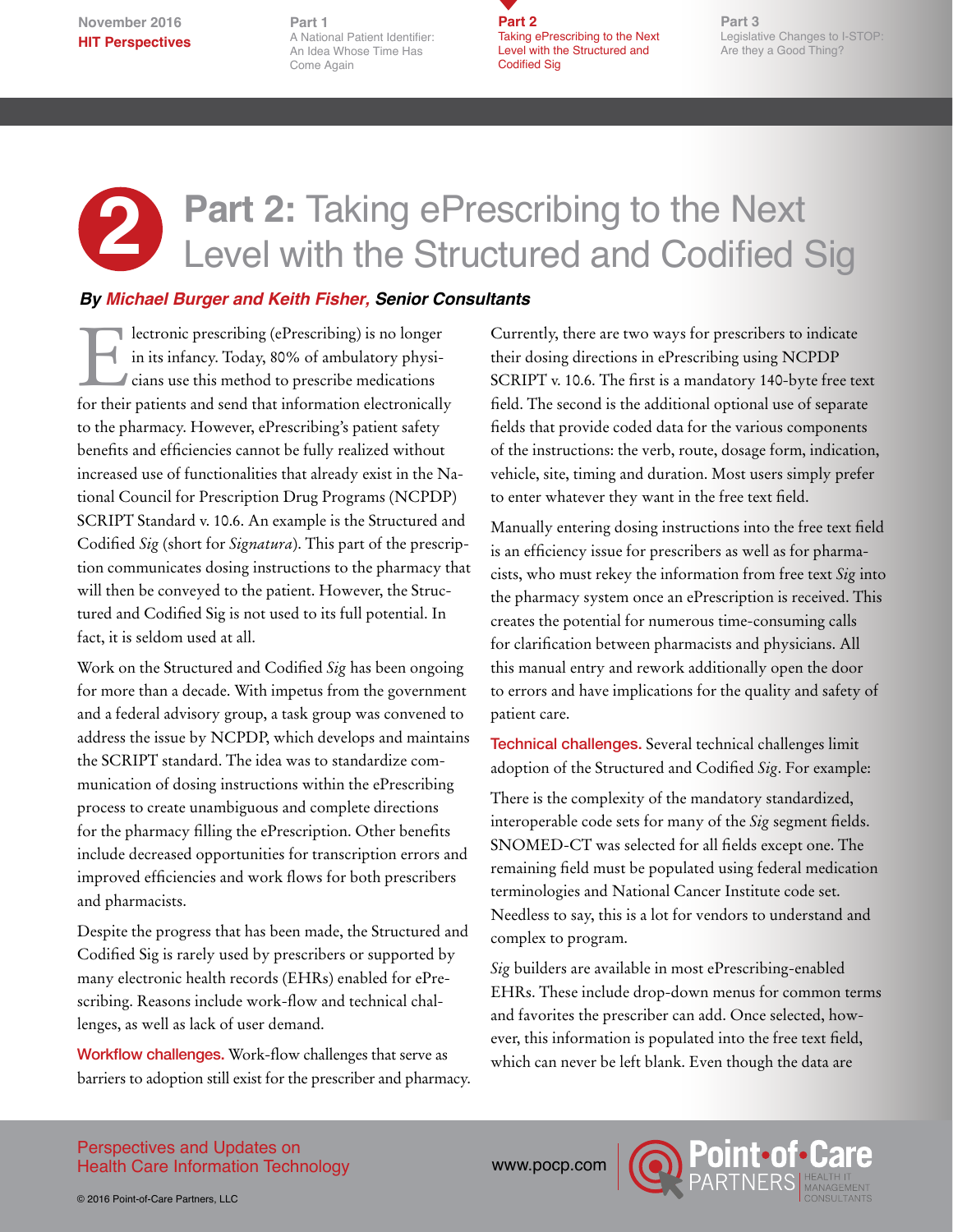# Part 2: Taking ePrescribing to the Next Level with the Structured and Codified Sig

***By Michael Burger and Keith Fisher, Senior Consultants***

Electronic prescribing (ePrescribing) is no longer in its infancy. Today, 80% of ambulatory physicians use this method to prescribe medications for their patients and send that information electronically to the pharmacy. However, ePrescribing's patient safety benefits and efficiencies cannot be fully realized without increased use of functionalities that already exist in the National Council for Prescription Drug Programs (NCPDP) SCRIPT Standard v. 10.6. An example is the Structured and Codified *Sig* (short for *Signatura*). This part of the prescription communicates dosing instructions to the pharmacy that will then be conveyed to the patient. However, the Structured and Codified Sig is not used to its full potential. In fact, it is seldom used at all.

Work on the Structured and Codified *Sig* has been ongoing for more than a decade. With impetus from the government and a federal advisory group, a task group was convened to address the issue by NCPDP, which develops and maintains the SCRIPT standard. The idea was to standardize communication of dosing instructions within the ePrescribing process to create unambiguous and complete directions for the pharmacy filling the ePrescription. Other benefits include decreased opportunities for transcription errors and improved efficiencies and work flows for both prescribers and pharmacists.

Despite the progress that has been made, the Structured and Codified Sig is rarely used by prescribers or supported by many electronic health records (EHRs) enabled for ePrescribing. Reasons include work-flow and technical challenges, as well as lack of user demand.

**Workflow challenges.** Work-flow challenges that serve as barriers to adoption still exist for the prescriber and pharmacy. Currently, there are two ways for prescribers to indicate their dosing directions in ePrescribing using NCPDP SCRIPT v. 10.6. The first is a mandatory 140-byte free text field. The second is the additional optional use of separate fields that provide coded data for the various components of the instructions: the verb, route, dosage form, indication, vehicle, site, timing and duration. Most users simply prefer to enter whatever they want in the free text field.

Manually entering dosing instructions into the free text field is an efficiency issue for prescribers as well as for pharmacists, who must rekey the information from free text *Sig* into the pharmacy system once an ePrescription is received. This creates the potential for numerous time-consuming calls for clarification between pharmacists and physicians. All this manual entry and rework additionally open the door to errors and have implications for the quality and safety of patient care.

**Technical challenges.** Several technical challenges limit adoption of the Structured and Codified *Sig*. For example:

There is the complexity of the mandatory standardized, interoperable code sets for many of the *Sig* segment fields. SNOMED-CT was selected for all fields except one. The remaining field must be populated using federal medication terminologies and National Cancer Institute code set. Needless to say, this is a lot for vendors to understand and complex to program.

*Sig* builders are available in most ePrescribing-enabled EHRs. These include drop-down menus for common terms and favorites the prescriber can add. Once selected, however, this information is populated into the free text field, which can never be left blank. Even though the data are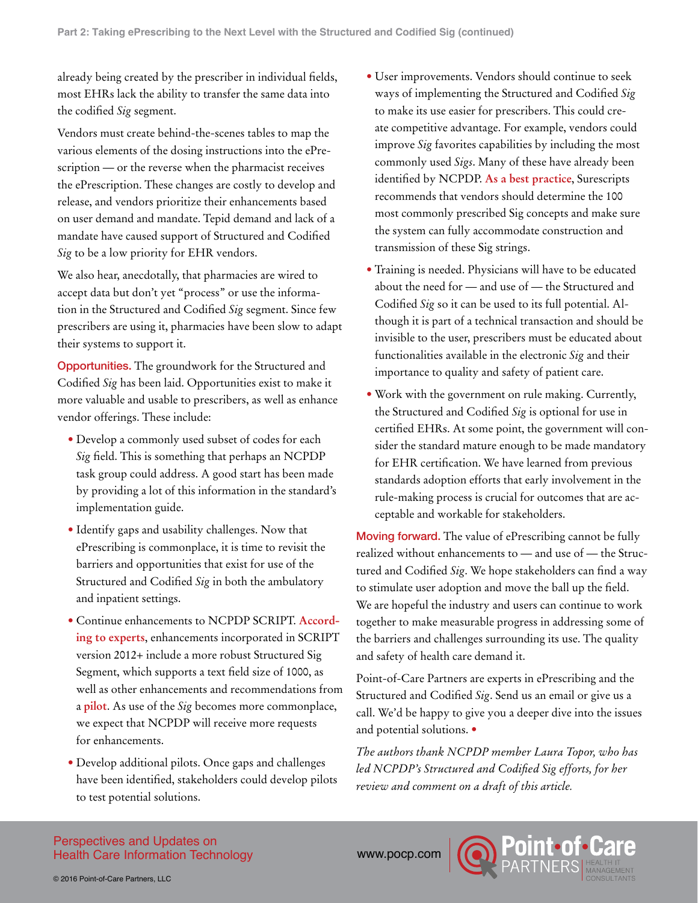already being created by the prescriber in individual fields, most EHRs lack the ability to transfer the same data into the codified *Sig* segment.

Vendors must create behind-the-scenes tables to map the various elements of the dosing instructions into the ePrescription — or the reverse when the pharmacist receives the ePrescription. These changes are costly to develop and release, and vendors prioritize their enhancements based on user demand and mandate. Tepid demand and lack of a mandate have caused support of Structured and Codified *Sig* to be a low priority for EHR vendors.

We also hear, anecdotally, that pharmacies are wired to accept data but don't yet "process" or use the information in the Structured and Codified *Sig* segment. Since few prescribers are using it, pharmacies have been slow to adapt their systems to support it.

**Opportunities.** The groundwork for the Structured and Codified *Sig* has been laid. Opportunities exist to make it more valuable and usable to prescribers, as well as enhance vendor offerings. These include:

- Develop a commonly used subset of codes for each *Sig* field. This is something that perhaps an NCPDP task group could address. A good start has been made by providing a lot of this information in the standard's implementation guide.
- Identify gaps and usability challenges. Now that ePrescribing is commonplace, it is time to revisit the barriers and opportunities that exist for use of the Structured and Codified *Sig* in both the ambulatory and inpatient settings.
- Continue enhancements to NCPDP SCRIPT. **According to experts**, enhancements incorporated in SCRIPT version 2012+ include a more robust Structured Sig Segment, which supports a text field size of 1000, as well as other enhancements and recommendations from a **pilot**. As use of the *Sig* becomes more commonplace, we expect that NCPDP will receive more requests for enhancements.
- Develop additional pilots. Once gaps and challenges have been identified, stakeholders could develop pilots to test potential solutions.
- User improvements. Vendors should continue to seek ways of implementing the Structured and Codified *Sig* to make its use easier for prescribers. This could create competitive advantage. For example, vendors could improve *Sig* favorites capabilities by including the most commonly used *Sigs*. Many of these have already been identified by NCPDP. **As a best practice**, Surescripts recommends that vendors should determine the 100 most commonly prescribed Sig concepts and make sure the system can fully accommodate construction and transmission of these Sig strings.
- Training is needed. Physicians will have to be educated about the need for — and use of — the Structured and Codified *Sig* so it can be used to its full potential. Although it is part of a technical transaction and should be invisible to the user, prescribers must be educated about functionalities available in the electronic *Sig* and their importance to quality and safety of patient care.
- Work with the government on rule making. Currently, the Structured and Codified *Sig* is optional for use in certified EHRs. At some point, the government will consider the standard mature enough to be made mandatory for EHR certification. We have learned from previous standards adoption efforts that early involvement in the rule-making process is crucial for outcomes that are acceptable and workable for stakeholders.

**Moving forward.** The value of ePrescribing cannot be fully realized without enhancements to — and use of — the Structured and Codified *Sig*. We hope stakeholders can find a way to stimulate user adoption and move the ball up the field. We are hopeful the industry and users can continue to work together to make measurable progress in addressing some of the barriers and challenges surrounding its use. The quality and safety of health care demand it.

Point-of-Care Partners are experts in ePrescribing and the Structured and Codified *Sig*. Send us an email or give us a call. We'd be happy to give you a deeper dive into the issues and potential solutions. •

*The authors thank NCPDP member Laura Topor, who has led NCPDP's Structured and Codified Sig efforts, for her review and comment on a draft of this article.*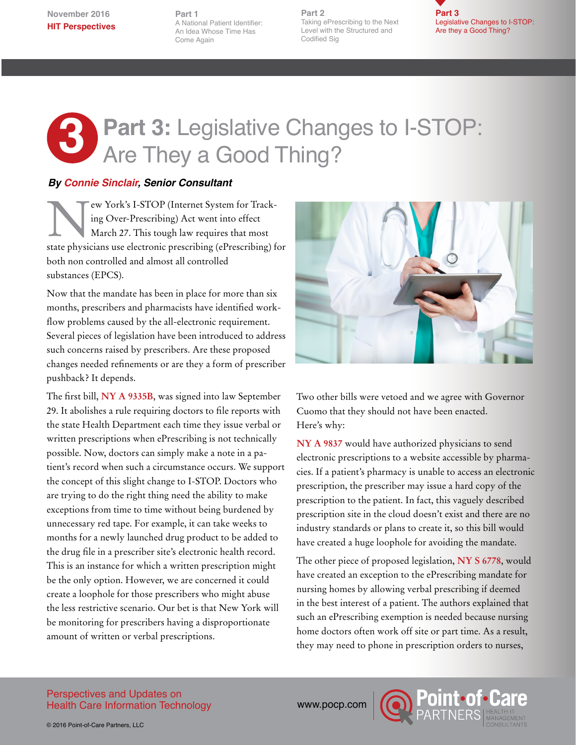# Part 3: Legislative Changes to I-STOP: Are They a Good Thing?

***By Connie Sinclair, Senior Consultant***

New York's I-STOP (Internet System for Tracking Over-Prescribing) Act went into effect March 27. This tough law requires that most state physicians use electronic prescribing (ePrescribing) for both non controlled and almost all controlled substances (EPCS).

Now that the mandate has been in place for more than six months, prescribers and pharmacists have identified workflow problems caused by the all-electronic requirement. Several pieces of legislation have been introduced to address such concerns raised by prescribers. Are these proposed changes needed refinements or are they a form of prescriber pushback? It depends.

The first bill, **NY A 9335B**, was signed into law September 29. It abolishes a rule requiring doctors to file reports with the state Health Department each time they issue verbal or written prescriptions when ePrescribing is not technically possible. Now, doctors can simply make a note in a patient's record when such a circumstance occurs. We support the concept of this slight change to I-STOP. Doctors who are trying to do the right thing need the ability to make exceptions from time to time without being burdened by unnecessary red tape. For example, it can take weeks to months for a newly launched drug product to be added to the drug file in a prescriber site's electronic health record. This is an instance for which a written prescription might be the only option. However, we are concerned it could create a loophole for those prescribers who might abuse the less restrictive scenario. Our bet is that New York will be monitoring for prescribers having a disproportionate amount of written or verbal prescriptions.

Two other bills were vetoed and we agree with Governor Cuomo that they should not have been enacted. Here's why:

**NY A 9837** would have authorized physicians to send electronic prescriptions to a website accessible by pharmacies. If a patient's pharmacy is unable to access an electronic prescription, the prescriber may issue a hard copy of the prescription to the patient. In fact, this vaguely described prescription site in the cloud doesn't exist and there are no industry standards or plans to create it, so this bill would have created a huge loophole for avoiding the mandate.

The other piece of proposed legislation, **NY S 6778**, would have created an exception to the ePrescribing mandate for nursing homes by allowing verbal prescribing if deemed in the best interest of a patient. The authors explained that such an ePrescribing exemption is needed because nursing home doctors often work off site or part time. As a result, they may need to phone in prescription orders to nurses,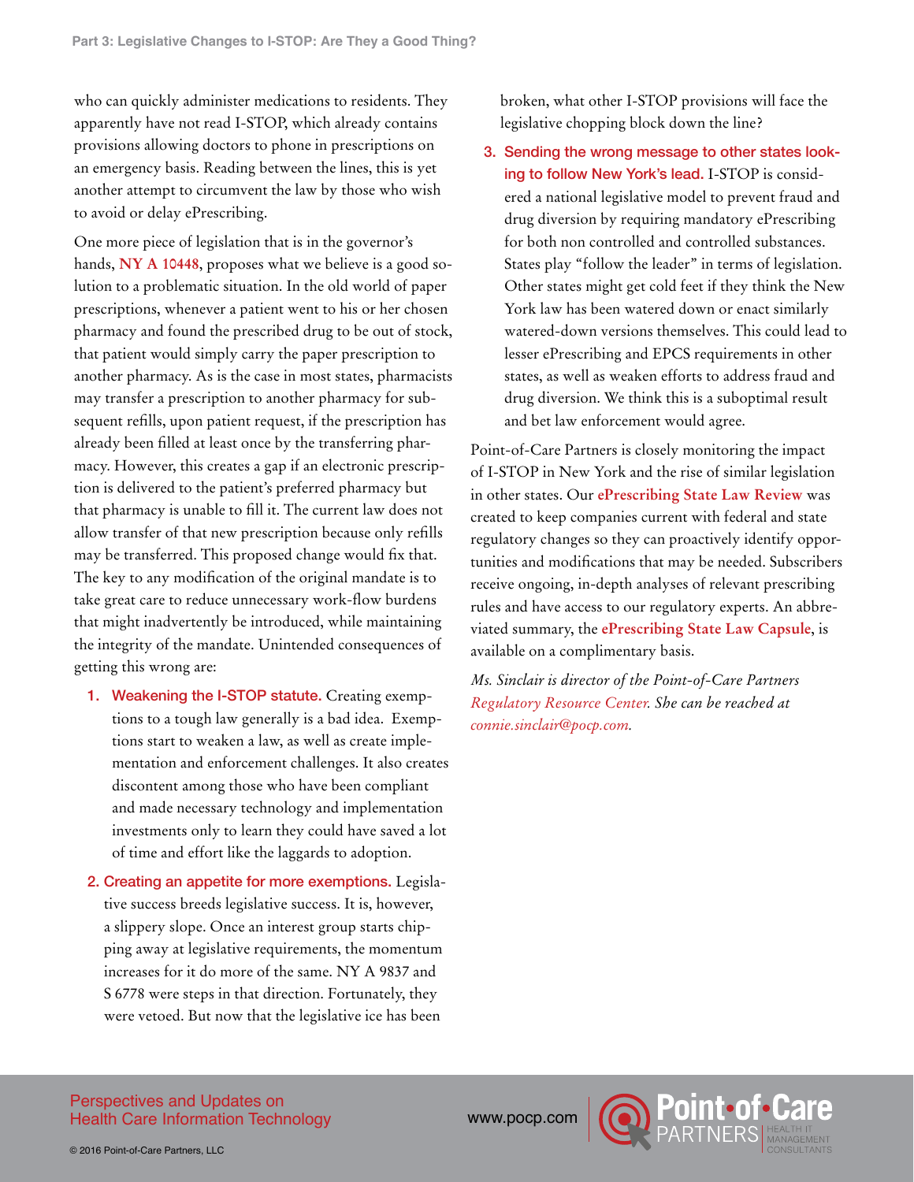who can quickly administer medications to residents. They apparently have not read I-STOP, which already contains provisions allowing doctors to phone in prescriptions on an emergency basis. Reading between the lines, this is yet another attempt to circumvent the law by those who wish to avoid or delay ePrescribing.

One more piece of legislation that is in the governor's hands, **NY A 10448**, proposes what we believe is a good solution to a problematic situation. In the old world of paper prescriptions, whenever a patient went to his or her chosen pharmacy and found the prescribed drug to be out of stock, that patient would simply carry the paper prescription to another pharmacy. As is the case in most states, pharmacists may transfer a prescription to another pharmacy for subsequent refills, upon patient request, if the prescription has already been filled at least once by the transferring pharmacy. However, this creates a gap if an electronic prescription is delivered to the patient's preferred pharmacy but that pharmacy is unable to fill it. The current law does not allow transfer of that new prescription because only refills may be transferred. This proposed change would fix that. The key to any modification of the original mandate is to take great care to reduce unnecessary work-flow burdens that might inadvertently be introduced, while maintaining the integrity of the mandate. Unintended consequences of getting this wrong are:

1. **Weakening the I-STOP statute.** Creating exemptions to a tough law generally is a bad idea. Exemptions start to weaken a law, as well as create implementation and enforcement challenges. It also creates discontent among those who have been compliant and made necessary technology and implementation investments only to learn they could have saved a lot of time and effort like the laggards to adoption.
2. **Creating an appetite for more exemptions.** Legislative success breeds legislative success. It is, however, a slippery slope. Once an interest group starts chipping away at legislative requirements, the momentum increases for it do more of the same. NY A 9837 and S 6778 were steps in that direction. Fortunately, they were vetoed. But now that the legislative ice has been broken, what other I-STOP provisions will face the legislative chopping block down the line?
3. **Sending the wrong message to other states looking to follow New York's lead.** I-STOP is considered a national legislative model to prevent fraud and drug diversion by requiring mandatory ePrescribing for both non controlled and controlled substances. States play "follow the leader" in terms of legislation. Other states might get cold feet if they think the New York law has been watered down or enact similarly watered-down versions themselves. This could lead to lesser ePrescribing and EPCS requirements in other states, as well as weaken efforts to address fraud and drug diversion. We think this is a suboptimal result and bet law enforcement would agree.

Point-of-Care Partners is closely monitoring the impact of I-STOP in New York and the rise of similar legislation in other states. Our **ePrescribing State Law Review** was created to keep companies current with federal and state regulatory changes so they can proactively identify opportunities and modifications that may be needed. Subscribers receive ongoing, in-depth analyses of relevant prescribing rules and have access to our regulatory experts. An abbreviated summary, the **ePrescribing State Law Capsule**, is available on a complimentary basis.

*Ms. Sinclair is director of the Point-of-Care Partners Regulatory Resource Center. She can be reached at connie.sinclair@pocp.com.*